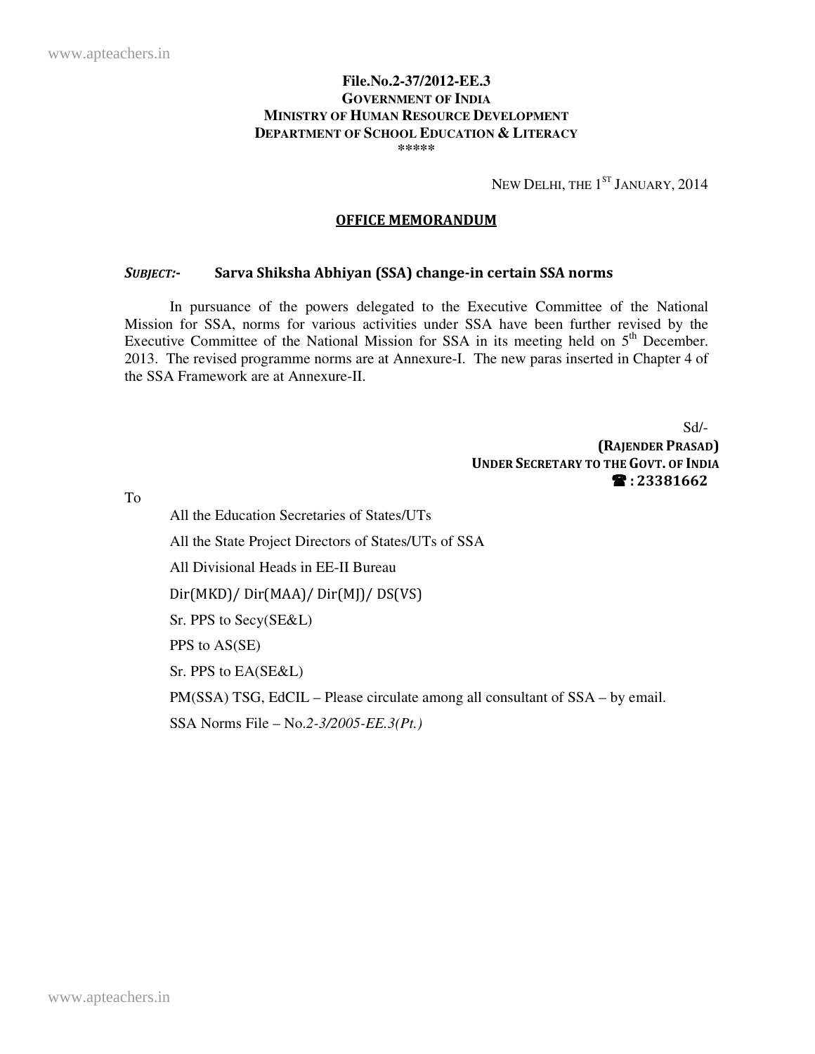**File.No.2-37/2012-EE.3**
**GOVERNMENT OF INDIA**
**MINISTRY OF HUMAN RESOURCE DEVELOPMENT**
**DEPARTMENT OF SCHOOL EDUCATION & LITERACY**
\*\*\*\*\*

NEW DELHI, THE 1ST JANUARY, 2014

## OFFICE MEMORANDUM

***SUBJECT:-*** **Sarva Shiksha Abhiyan (SSA) change-in certain SSA norms**

In pursuance of the powers delegated to the Executive Committee of the National Mission for SSA, norms for various activities under SSA have been further revised by the Executive Committee of the National Mission for SSA in its meeting held on 5th December. 2013. The revised programme norms are at Annexure-I. The new paras inserted in Chapter 4 of the SSA Framework are at Annexure-II.

Sd/-
**(RAJENDER PRASAD)**
**UNDER SECRETARY TO THE GOVT. OF INDIA**
**☎ : 23381662**

To

All the Education Secretaries of States/UTs

All the State Project Directors of States/UTs of SSA

All Divisional Heads in EE-II Bureau

Dir(MKD)/ Dir(MAA)/ Dir(MJ)/ DS(VS)

Sr. PPS to Secy(SE&L)

PPS to AS(SE)

Sr. PPS to EA(SE&L)

PM(SSA) TSG, EdCIL – Please circulate among all consultant of SSA – by email.

SSA Norms File – No.*2-3/2005-EE.3(Pt.)*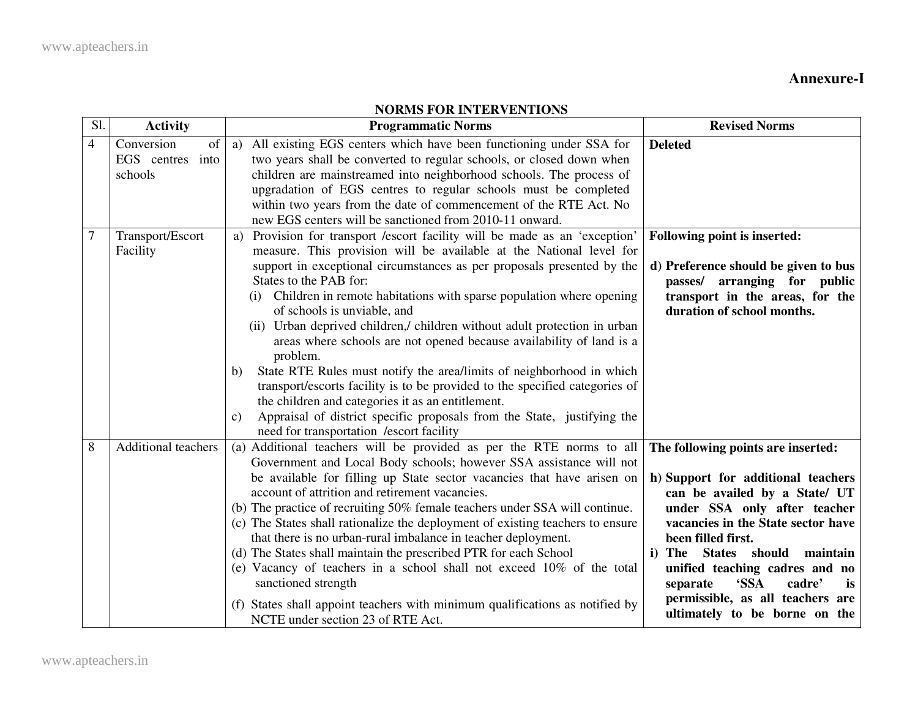**Annexure-I**

**NORMS FOR INTERVENTIONS**

| Sl. | Activity | Programmatic Norms | Revised Norms |
|---|---|---|---|
| 4 | Conversion of EGS centres into schools | a) All existing EGS centers which have been functioning under SSA for two years shall be converted to regular schools, or closed down when children are mainstreamed into neighborhood schools. The process of upgradation of EGS centres to regular schools must be completed within two years from the date of commencement of the RTE Act. No new EGS centers will be sanctioned from 2010-11 onward. | **Deleted** |
| 7 | Transport/Escort Facility | a) Provision for transport /escort facility will be made as an 'exception' measure. This provision will be available at the National level for support in exceptional circumstances as per proposals presented by the States to the PAB for: (i) Children in remote habitations with sparse population where opening of schools is unviable, and (ii) Urban deprived children,/ children without adult protection in urban areas where schools are not opened because availability of land is a problem. b) State RTE Rules must notify the area/limits of neighborhood in which transport/escorts facility is to be provided to the specified categories of the children and categories it as an entitlement. c) Appraisal of district specific proposals from the State, justifying the need for transportation /escort facility | **Following point is inserted:** **d) Preference should be given to bus passes/ arranging for public transport in the areas, for the duration of school months.** |
| 8 | Additional teachers | (a) Additional teachers will be provided as per the RTE norms to all Government and Local Body schools; however SSA assistance will not be available for filling up State sector vacancies that have arisen on account of attrition and retirement vacancies. (b) The practice of recruiting 50% female teachers under SSA will continue. (c) The States shall rationalize the deployment of existing teachers to ensure that there is no urban-rural imbalance in teacher deployment. (d) The States shall maintain the prescribed PTR for each School (e) Vacancy of teachers in a school shall not exceed 10% of the total sanctioned strength (f) States shall appoint teachers with minimum qualifications as notified by NCTE under section 23 of RTE Act. | **The following points are inserted:** **h) Support for additional teachers can be availed by a State/ UT under SSA only after teacher vacancies in the State sector have been filled first.** **i) The States should maintain unified teaching cadres and no separate 'SSA cadre' is permissible, as all teachers are ultimately to be borne on the** |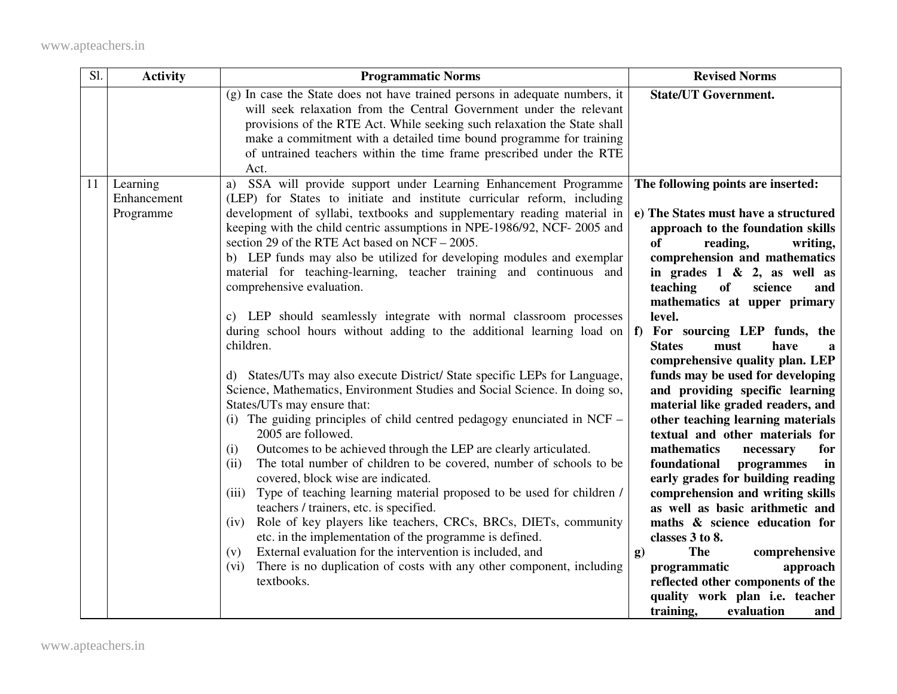| Sl. | Activity | Programmatic Norms | Revised Norms |
|---|---|---|---|
| | | (g) In case the State does not have trained persons in adequate numbers, it will seek relaxation from the Central Government under the relevant provisions of the RTE Act. While seeking such relaxation the State shall make a commitment with a detailed time bound programme for training of untrained teachers within the time frame prescribed under the RTE Act. | **State/UT Government.** |
| 11 | Learning Enhancement Programme | a) SSA will provide support under Learning Enhancement Programme (LEP) for States to initiate and institute curricular reform, including development of syllabi, textbooks and supplementary reading material in keeping with the child centric assumptions in NPE-1986/92, NCF- 2005 and section 29 of the RTE Act based on NCF – 2005.<br>b) LEP funds may also be utilized for developing modules and exemplar material for teaching-learning, teacher training and continuous and comprehensive evaluation.<br><br>c) LEP should seamlessly integrate with normal classroom processes during school hours without adding to the additional learning load on children.<br><br>d) States/UTs may also execute District/ State specific LEPs for Language, Science, Mathematics, Environment Studies and Social Science. In doing so, States/UTs may ensure that:<br>(i) The guiding principles of child centred pedagogy enunciated in NCF – 2005 are followed.<br>(i) Outcomes to be achieved through the LEP are clearly articulated.<br>(ii) The total number of children to be covered, number of schools to be covered, block wise are indicated.<br>(iii) Type of teaching learning material proposed to be used for children / teachers / trainers, etc. is specified.<br>(iv) Role of key players like teachers, CRCs, BRCs, DIETs, community etc. in the implementation of the programme is defined.<br>(v) External evaluation for the intervention is included, and<br>(vi) There is no duplication of costs with any other component, including textbooks. | **The following points are inserted:**<br><br>**e) The States must have a structured approach to the foundation skills of reading, writing, comprehension and mathematics in grades 1 & 2, as well as teaching of science and mathematics at upper primary level.**<br>**f) For sourcing LEP funds, the States must have a comprehensive quality plan. LEP funds may be used for developing and providing specific learning material like graded readers, and other teaching learning materials textual and other materials for mathematics necessary for foundational programmes in early grades for building reading comprehension and writing skills as well as basic arithmetic and maths & science education for classes 3 to 8.**<br>**g) The comprehensive programmatic approach reflected other components of the quality work plan i.e. teacher training, evaluation and** |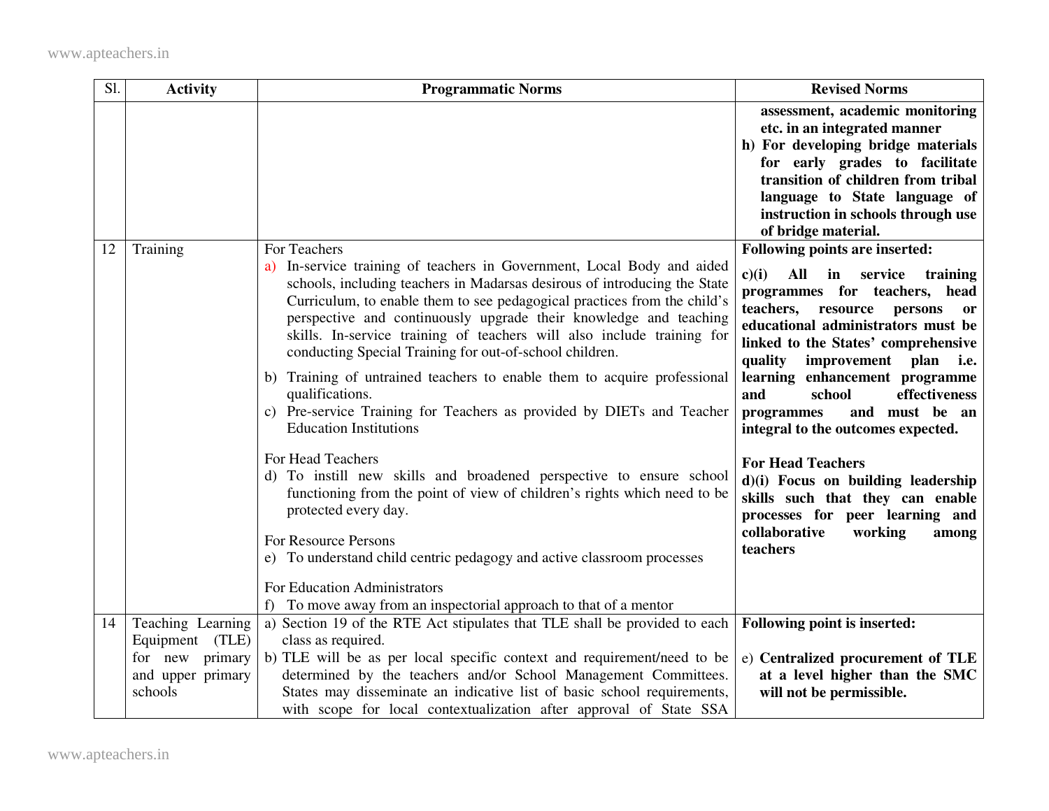| Sl. | Activity | Programmatic Norms | Revised Norms |
|---|---|---|---|
| | | | **assessment, academic monitoring etc. in an integrated manner**<br>**h) For developing bridge materials for early grades to facilitate transition of children from tribal language to State language of instruction in schools through use of bridge material.** |
| 12 | Training | For Teachers<br>a) In-service training of teachers in Government, Local Body and aided schools, including teachers in Madarsas desirous of introducing the State Curriculum, to enable them to see pedagogical practices from the child's perspective and continuously upgrade their knowledge and teaching skills. In-service training of teachers will also include training for conducting Special Training for out-of-school children.<br>b) Training of untrained teachers to enable them to acquire professional qualifications.<br>c) Pre-service Training for Teachers as provided by DIETs and Teacher Education Institutions<br><br>For Head Teachers<br>d) To instill new skills and broadened perspective to ensure school functioning from the point of view of children's rights which need to be protected every day.<br><br>For Resource Persons<br>e) To understand child centric pedagogy and active classroom processes<br><br>For Education Administrators<br>f) To move away from an inspectorial approach to that of a mentor | **Following points are inserted:**<br><br>**c)(i) All in service training programmes for teachers, head teachers, resource persons or educational administrators must be linked to the States' comprehensive quality improvement plan i.e. learning enhancement programme and school effectiveness programmes and must be an integral to the outcomes expected.**<br><br>**For Head Teachers**<br>**d)(i) Focus on building leadership skills such that they can enable processes for peer learning and collaborative working among teachers** |
| 14 | Teaching Learning Equipment (TLE) for new primary and upper primary schools | a) Section 19 of the RTE Act stipulates that TLE shall be provided to each class as required.<br>b) TLE will be as per local specific context and requirement/need to be determined by the teachers and/or School Management Committees. States may disseminate an indicative list of basic school requirements, with scope for local contextualization after approval of State SSA | **Following point is inserted:**<br><br>e) **Centralized procurement of TLE at a level higher than the SMC will not be permissible.** |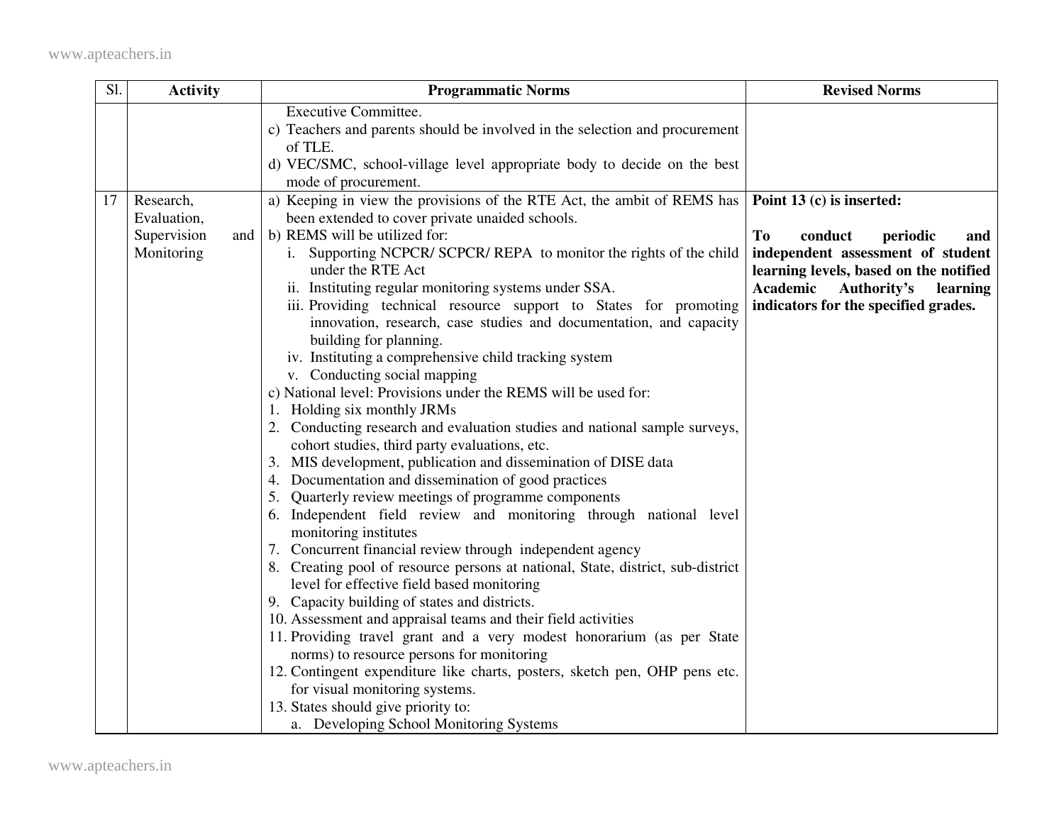| Sl. | Activity | Programmatic Norms | Revised Norms |
|---|---|---|---|
| | | Executive Committee.<br>c) Teachers and parents should be involved in the selection and procurement of TLE.<br>d) VEC/SMC, school-village level appropriate body to decide on the best mode of procurement. | |
| 17 | Research, Evaluation, Supervision and Monitoring | a) Keeping in view the provisions of the RTE Act, the ambit of REMS has been extended to cover private unaided schools.<br>b) REMS will be utilized for:<br>i. Supporting NCPCR/ SCPCR/ REPA to monitor the rights of the child under the RTE Act<br>ii. Instituting regular monitoring systems under SSA.<br>iii. Providing technical resource support to States for promoting innovation, research, case studies and documentation, and capacity building for planning.<br>iv. Instituting a comprehensive child tracking system<br>v. Conducting social mapping<br>c) National level: Provisions under the REMS will be used for:<br>1. Holding six monthly JRMs<br>2. Conducting research and evaluation studies and national sample surveys, cohort studies, third party evaluations, etc.<br>3. MIS development, publication and dissemination of DISE data<br>4. Documentation and dissemination of good practices<br>5. Quarterly review meetings of programme components<br>6. Independent field review and monitoring through national level monitoring institutes<br>7. Concurrent financial review through independent agency<br>8. Creating pool of resource persons at national, State, district, sub-district level for effective field based monitoring<br>9. Capacity building of states and districts.<br>10. Assessment and appraisal teams and their field activities<br>11. Providing travel grant and a very modest honorarium (as per State norms) to resource persons for monitoring<br>12. Contingent expenditure like charts, posters, sketch pen, OHP pens etc. for visual monitoring systems.<br>13. States should give priority to:<br>a. Developing School Monitoring Systems | **Point 13 (c) is inserted:**<br><br>**To conduct periodic and independent assessment of student learning levels, based on the notified Academic Authority's learning indicators for the specified grades.** |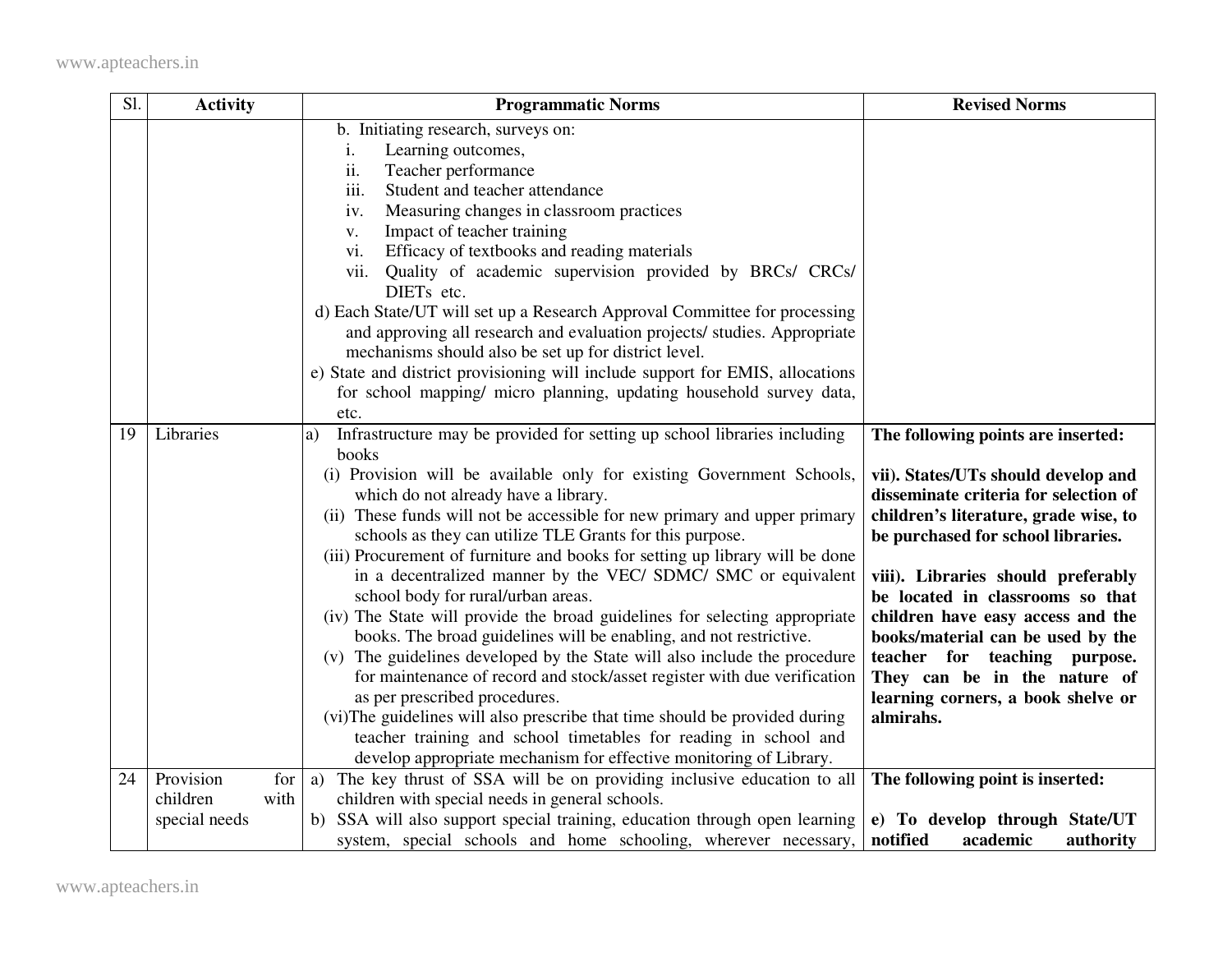| Sl. | Activity | Programmatic Norms | Revised Norms |
|---|---|---|---|
| | | b. Initiating research, surveys on:<br>i. Learning outcomes,<br>ii. Teacher performance<br>iii. Student and teacher attendance<br>iv. Measuring changes in classroom practices<br>v. Impact of teacher training<br>vi. Efficacy of textbooks and reading materials<br>vii. Quality of academic supervision provided by BRCs/ CRCs/ DIETs etc.<br>d) Each State/UT will set up a Research Approval Committee for processing and approving all research and evaluation projects/ studies. Appropriate mechanisms should also be set up for district level.<br>e) State and district provisioning will include support for EMIS, allocations for school mapping/ micro planning, updating household survey data, etc. | |
| 19 | Libraries | a) Infrastructure may be provided for setting up school libraries including books<br>(i) Provision will be available only for existing Government Schools, which do not already have a library.<br>(ii) These funds will not be accessible for new primary and upper primary schools as they can utilize TLE Grants for this purpose.<br>(iii) Procurement of furniture and books for setting up library will be done in a decentralized manner by the VEC/ SDMC/ SMC or equivalent school body for rural/urban areas.<br>(iv) The State will provide the broad guidelines for selecting appropriate books. The broad guidelines will be enabling, and not restrictive.<br>(v) The guidelines developed by the State will also include the procedure for maintenance of record and stock/asset register with due verification as per prescribed procedures.<br>(vi)The guidelines will also prescribe that time should be provided during teacher training and school timetables for reading in school and develop appropriate mechanism for effective monitoring of Library. | **The following points are inserted:**<br><br>**vii). States/UTs should develop and disseminate criteria for selection of children's literature, grade wise, to be purchased for school libraries.**<br><br>**viii). Libraries should preferably be located in classrooms so that children have easy access and the books/material can be used by the teacher for teaching purpose. They can be in the nature of learning corners, a book shelve or almirahs.** |
| 24 | Provision for children with special needs | a) The key thrust of SSA will be on providing inclusive education to all children with special needs in general schools.<br>b) SSA will also support special training, education through open learning system, special schools and home schooling, wherever necessary, | **The following point is inserted:**<br><br>**e) To develop through State/UT notified academic authority** |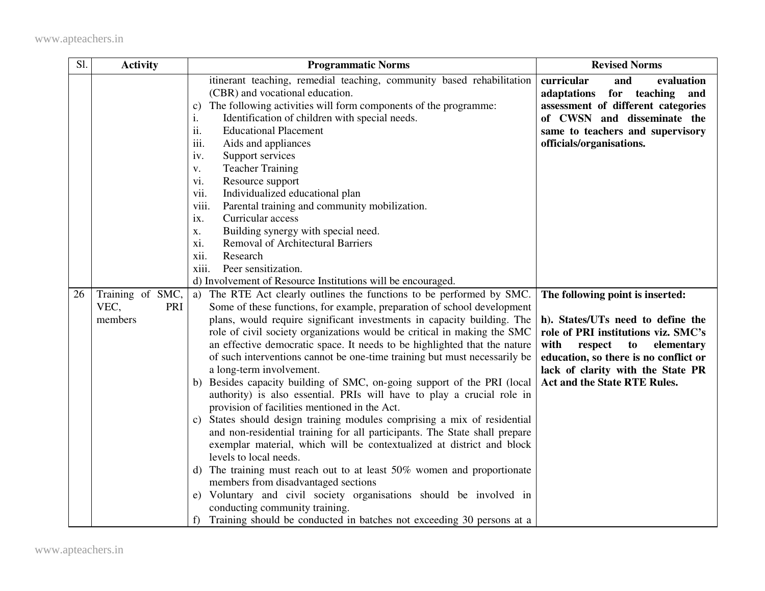| Sl. | Activity | Programmatic Norms | Revised Norms |
|---|---|---|---|
| | | itinerant teaching, remedial teaching, community based rehabilitation (CBR) and vocational education.<br>c) The following activities will form components of the programme:<br>i. Identification of children with special needs.<br>ii. Educational Placement<br>iii. Aids and appliances<br>iv. Support services<br>v. Teacher Training<br>vi. Resource support<br>vii. Individualized educational plan<br>viii. Parental training and community mobilization.<br>ix. Curricular access<br>x. Building synergy with special need.<br>xi. Removal of Architectural Barriers<br>xii. Research<br>xiii. Peer sensitization.<br>d) Involvement of Resource Institutions will be encouraged. | **curricular and evaluation adaptations for teaching and assessment of different categories of CWSN and disseminate the same to teachers and supervisory officials/organisations.** |
| 26 | Training of SMC, VEC, PRI members | a) The RTE Act clearly outlines the functions to be performed by SMC. Some of these functions, for example, preparation of school development plans, would require significant investments in capacity building. The role of civil society organizations would be critical in making the SMC an effective democratic space. It needs to be highlighted that the nature of such interventions cannot be one-time training but must necessarily be a long-term involvement.<br>b) Besides capacity building of SMC, on-going support of the PRI (local authority) is also essential. PRIs will have to play a crucial role in provision of facilities mentioned in the Act.<br>c) States should design training modules comprising a mix of residential and non-residential training for all participants. The State shall prepare exemplar material, which will be contextualized at district and block levels to local needs.<br>d) The training must reach out to at least 50% women and proportionate members from disadvantaged sections<br>e) Voluntary and civil society organisations should be involved in conducting community training.<br>f) Training should be conducted in batches not exceeding 30 persons at a | **The following point is inserted:**<br><br>**h). States/UTs need to define the role of PRI institutions viz. SMC's with respect to elementary education, so there is no conflict or lack of clarity with the State PR Act and the State RTE Rules.** |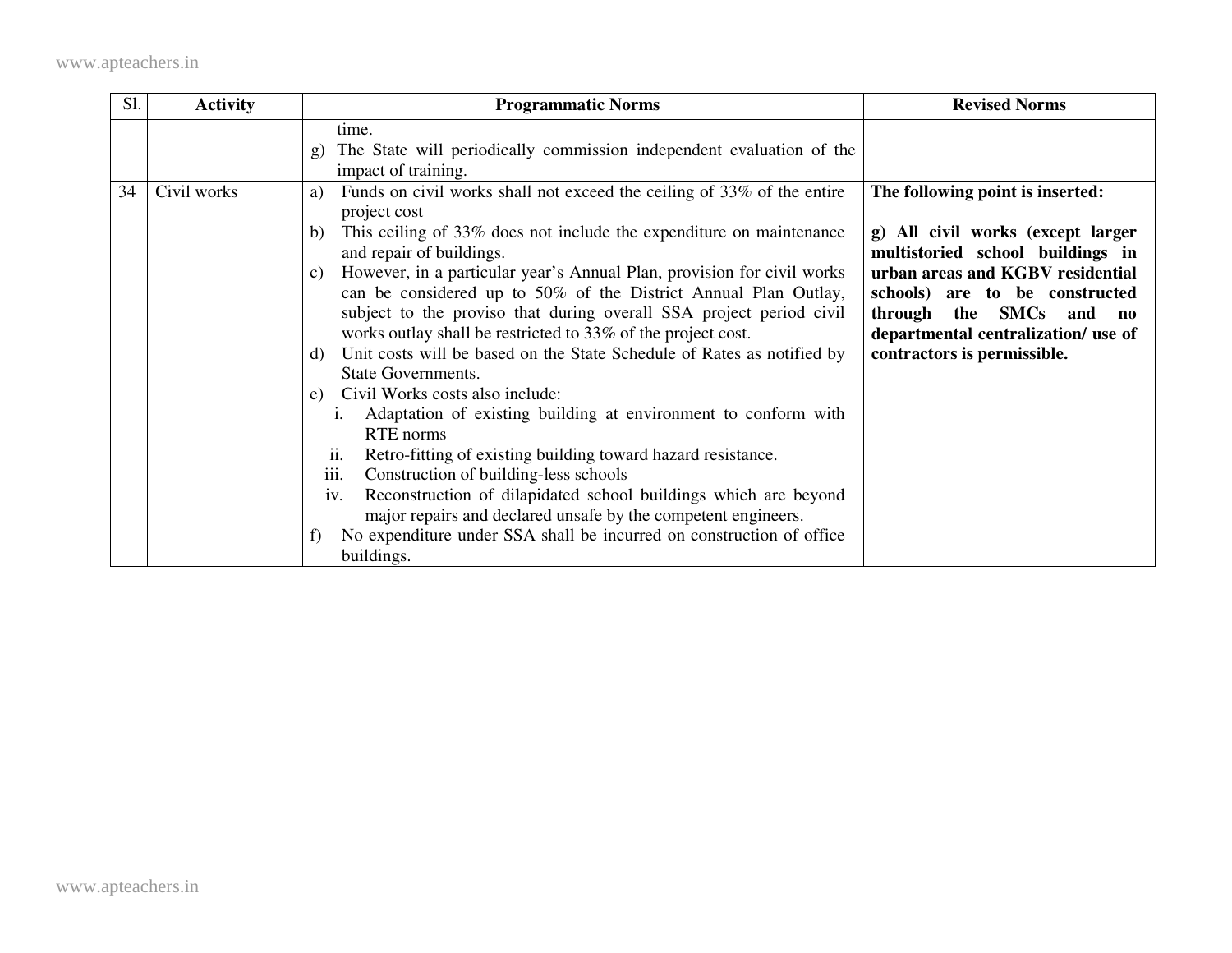| Sl. | Activity | Programmatic Norms | Revised Norms |
|---|---|---|---|
| | | time.<br>g) The State will periodically commission independent evaluation of the impact of training. | |
| 34 | Civil works | a) Funds on civil works shall not exceed the ceiling of 33% of the entire project cost<br>b) This ceiling of 33% does not include the expenditure on maintenance and repair of buildings.<br>c) However, in a particular year's Annual Plan, provision for civil works can be considered up to 50% of the District Annual Plan Outlay, subject to the proviso that during overall SSA project period civil works outlay shall be restricted to 33% of the project cost.<br>d) Unit costs will be based on the State Schedule of Rates as notified by State Governments.<br>e) Civil Works costs also include:<br>i. Adaptation of existing building at environment to conform with RTE norms<br>ii. Retro-fitting of existing building toward hazard resistance.<br>iii. Construction of building-less schools<br>iv. Reconstruction of dilapidated school buildings which are beyond major repairs and declared unsafe by the competent engineers.<br>f) No expenditure under SSA shall be incurred on construction of office buildings. | **The following point is inserted:**<br><br>**g) All civil works (except larger multistoried school buildings in urban areas and KGBV residential schools) are to be constructed through the SMCs and no departmental centralization/ use of contractors is permissible.** |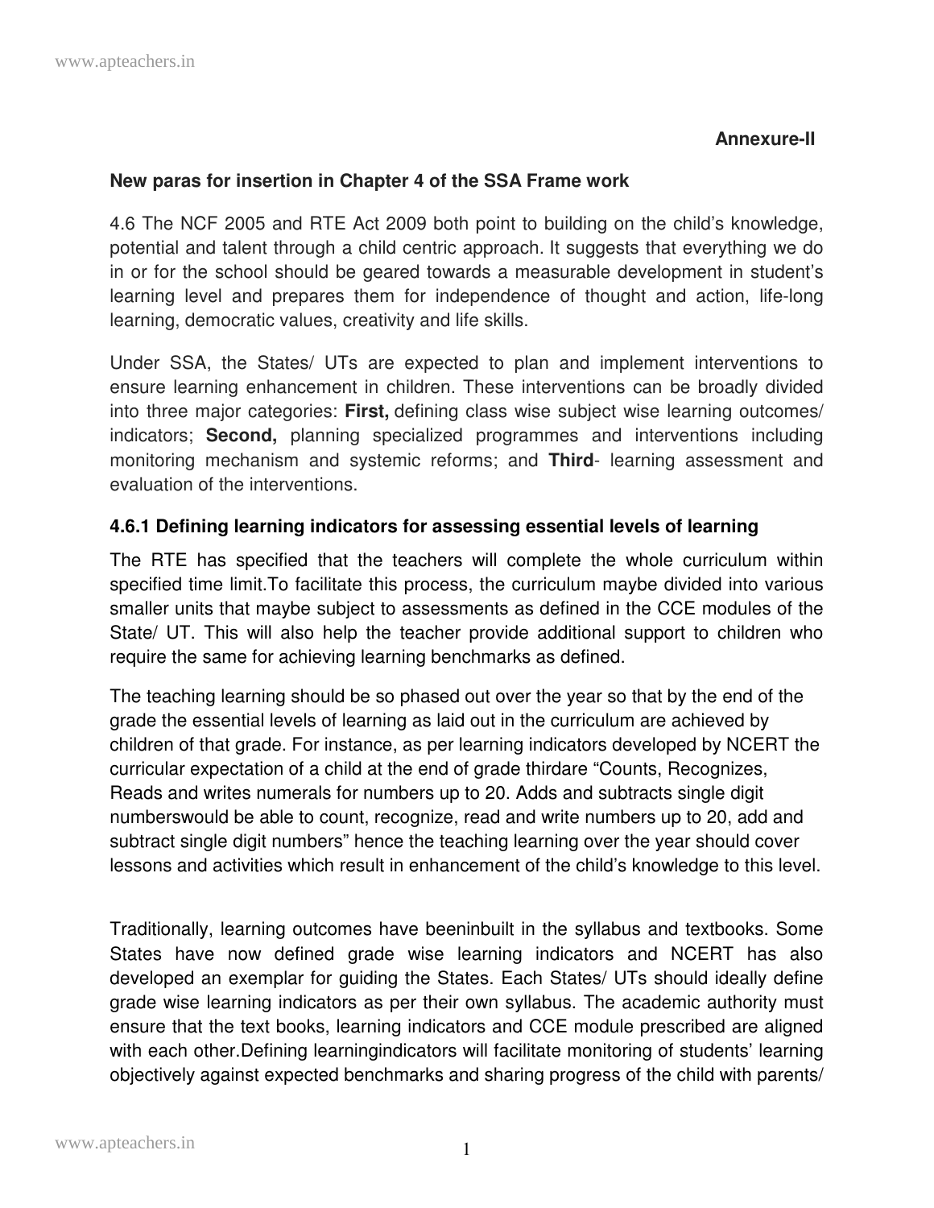**Annexure-II**

**New paras for insertion in Chapter 4 of the SSA Frame work**

4.6 The NCF 2005 and RTE Act 2009 both point to building on the child's knowledge, potential and talent through a child centric approach. It suggests that everything we do in or for the school should be geared towards a measurable development in student's learning level and prepares them for independence of thought and action, life-long learning, democratic values, creativity and life skills.

Under SSA, the States/ UTs are expected to plan and implement interventions to ensure learning enhancement in children. These interventions can be broadly divided into three major categories: **First,** defining class wise subject wise learning outcomes/ indicators; **Second,** planning specialized programmes and interventions including monitoring mechanism and systemic reforms; and **Third**- learning assessment and evaluation of the interventions.

### 4.6.1 Defining learning indicators for assessing essential levels of learning

The RTE has specified that the teachers will complete the whole curriculum within specified time limit.To facilitate this process, the curriculum maybe divided into various smaller units that maybe subject to assessments as defined in the CCE modules of the State/ UT. This will also help the teacher provide additional support to children who require the same for achieving learning benchmarks as defined.

The teaching learning should be so phased out over the year so that by the end of the grade the essential levels of learning as laid out in the curriculum are achieved by children of that grade. For instance, as per learning indicators developed by NCERT the curricular expectation of a child at the end of grade thirdare "Counts, Recognizes, Reads and writes numerals for numbers up to 20. Adds and subtracts single digit numberswould be able to count, recognize, read and write numbers up to 20, add and subtract single digit numbers" hence the teaching learning over the year should cover lessons and activities which result in enhancement of the child's knowledge to this level.

Traditionally, learning outcomes have beeninbuilt in the syllabus and textbooks. Some States have now defined grade wise learning indicators and NCERT has also developed an exemplar for guiding the States. Each States/ UTs should ideally define grade wise learning indicators as per their own syllabus. The academic authority must ensure that the text books, learning indicators and CCE module prescribed are aligned with each other.Defining learningindicators will facilitate monitoring of students' learning objectively against expected benchmarks and sharing progress of the child with parents/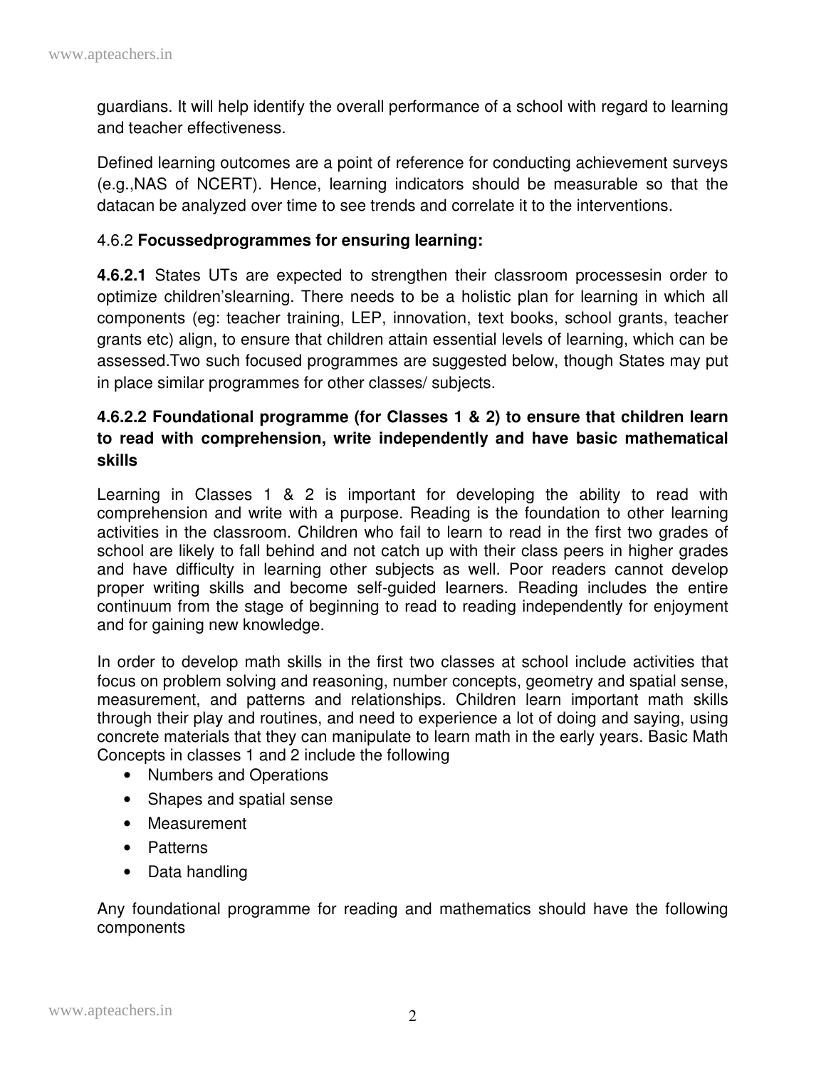guardians. It will help identify the overall performance of a school with regard to learning and teacher effectiveness.

Defined learning outcomes are a point of reference for conducting achievement surveys (e.g.,NAS of NCERT). Hence, learning indicators should be measurable so that the datacan be analyzed over time to see trends and correlate it to the interventions.

4.6.2 **Focussedprogrammes for ensuring learning:**

**4.6.2.1** States UTs are expected to strengthen their classroom processesin order to optimize children'slearning. There needs to be a holistic plan for learning in which all components (eg: teacher training, LEP, innovation, text books, school grants, teacher grants etc) align, to ensure that children attain essential levels of learning, which can be assessed.Two such focused programmes are suggested below, though States may put in place similar programmes for other classes/ subjects.

**4.6.2.2 Foundational programme (for Classes 1 & 2) to ensure that children learn to read with comprehension, write independently and have basic mathematical skills**

Learning in Classes 1 & 2 is important for developing the ability to read with comprehension and write with a purpose. Reading is the foundation to other learning activities in the classroom. Children who fail to learn to read in the first two grades of school are likely to fall behind and not catch up with their class peers in higher grades and have difficulty in learning other subjects as well. Poor readers cannot develop proper writing skills and become self-guided learners. Reading includes the entire continuum from the stage of beginning to read to reading independently for enjoyment and for gaining new knowledge.

In order to develop math skills in the first two classes at school include activities that focus on problem solving and reasoning, number concepts, geometry and spatial sense, measurement, and patterns and relationships. Children learn important math skills through their play and routines, and need to experience a lot of doing and saying, using concrete materials that they can manipulate to learn math in the early years. Basic Math Concepts in classes 1 and 2 include the following

- Numbers and Operations
- Shapes and spatial sense
- Measurement
- Patterns
- Data handling

Any foundational programme for reading and mathematics should have the following components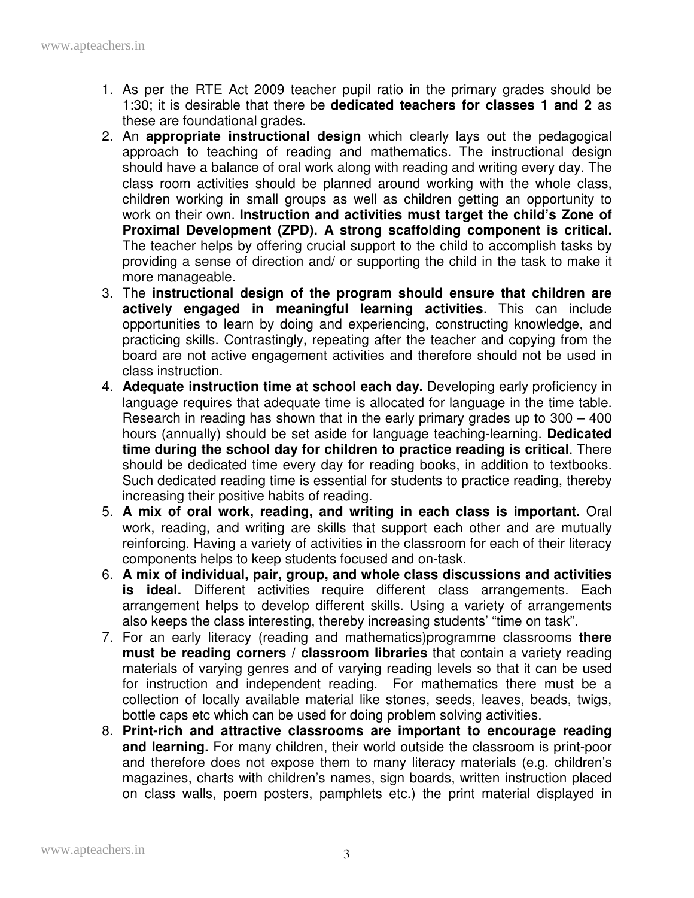1. As per the RTE Act 2009 teacher pupil ratio in the primary grades should be 1:30; it is desirable that there be **dedicated teachers for classes 1 and 2** as these are foundational grades.
2. An **appropriate instructional design** which clearly lays out the pedagogical approach to teaching of reading and mathematics. The instructional design should have a balance of oral work along with reading and writing every day. The class room activities should be planned around working with the whole class, children working in small groups as well as children getting an opportunity to work on their own. **Instruction and activities must target the child's Zone of Proximal Development (ZPD). A strong scaffolding component is critical.** The teacher helps by offering crucial support to the child to accomplish tasks by providing a sense of direction and/ or supporting the child in the task to make it more manageable.
3. The **instructional design of the program should ensure that children are actively engaged in meaningful learning activities**. This can include opportunities to learn by doing and experiencing, constructing knowledge, and practicing skills. Contrastingly, repeating after the teacher and copying from the board are not active engagement activities and therefore should not be used in class instruction.
4. **Adequate instruction time at school each day.** Developing early proficiency in language requires that adequate time is allocated for language in the time table. Research in reading has shown that in the early primary grades up to 300 – 400 hours (annually) should be set aside for language teaching-learning. **Dedicated time during the school day for children to practice reading is critical**. There should be dedicated time every day for reading books, in addition to textbooks. Such dedicated reading time is essential for students to practice reading, thereby increasing their positive habits of reading.
5. **A mix of oral work, reading, and writing in each class is important.** Oral work, reading, and writing are skills that support each other and are mutually reinforcing. Having a variety of activities in the classroom for each of their literacy components helps to keep students focused and on-task.
6. **A mix of individual, pair, group, and whole class discussions and activities is ideal.** Different activities require different class arrangements. Each arrangement helps to develop different skills. Using a variety of arrangements also keeps the class interesting, thereby increasing students' "time on task".
7. For an early literacy (reading and mathematics)programme classrooms **there must be reading corners / classroom libraries** that contain a variety reading materials of varying genres and of varying reading levels so that it can be used for instruction and independent reading. For mathematics there must be a collection of locally available material like stones, seeds, leaves, beads, twigs, bottle caps etc which can be used for doing problem solving activities.
8. **Print-rich and attractive classrooms are important to encourage reading and learning.** For many children, their world outside the classroom is print-poor and therefore does not expose them to many literacy materials (e.g. children's magazines, charts with children's names, sign boards, written instruction placed on class walls, poem posters, pamphlets etc.) the print material displayed in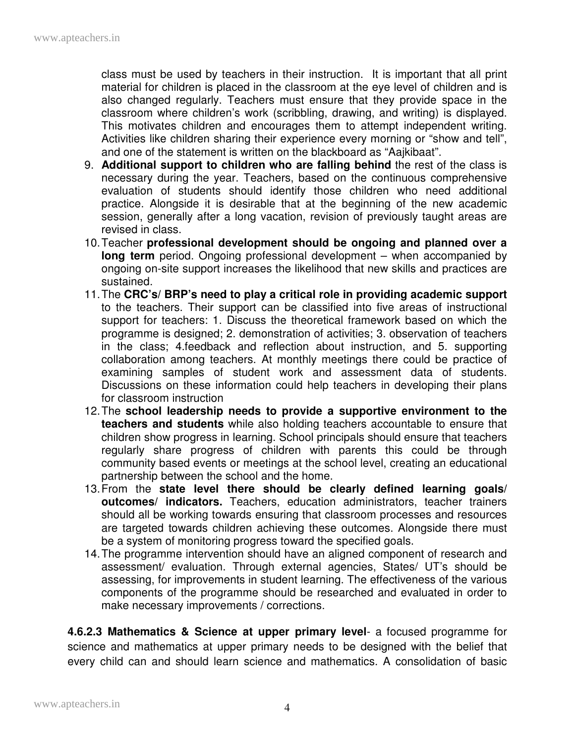class must be used by teachers in their instruction. It is important that all print material for children is placed in the classroom at the eye level of children and is also changed regularly. Teachers must ensure that they provide space in the classroom where children's work (scribbling, drawing, and writing) is displayed. This motivates children and encourages them to attempt independent writing. Activities like children sharing their experience every morning or "show and tell", and one of the statement is written on the blackboard as "Aajkibaat".

9. **Additional support to children who are falling behind** the rest of the class is necessary during the year. Teachers, based on the continuous comprehensive evaluation of students should identify those children who need additional practice. Alongside it is desirable that at the beginning of the new academic session, generally after a long vacation, revision of previously taught areas are revised in class.
10. Teacher **professional development should be ongoing and planned over a long term** period. Ongoing professional development – when accompanied by ongoing on-site support increases the likelihood that new skills and practices are sustained.
11. The **CRC's/ BRP's need to play a critical role in providing academic support** to the teachers. Their support can be classified into five areas of instructional support for teachers: 1. Discuss the theoretical framework based on which the programme is designed; 2. demonstration of activities; 3. observation of teachers in the class; 4.feedback and reflection about instruction, and 5. supporting collaboration among teachers. At monthly meetings there could be practice of examining samples of student work and assessment data of students. Discussions on these information could help teachers in developing their plans for classroom instruction
12. The **school leadership needs to provide a supportive environment to the teachers and students** while also holding teachers accountable to ensure that children show progress in learning. School principals should ensure that teachers regularly share progress of children with parents this could be through community based events or meetings at the school level, creating an educational partnership between the school and the home.
13. From the **state level there should be clearly defined learning goals/ outcomes/ indicators.** Teachers, education administrators, teacher trainers should all be working towards ensuring that classroom processes and resources are targeted towards children achieving these outcomes. Alongside there must be a system of monitoring progress toward the specified goals.
14. The programme intervention should have an aligned component of research and assessment/ evaluation. Through external agencies, States/ UT's should be assessing, for improvements in student learning. The effectiveness of the various components of the programme should be researched and evaluated in order to make necessary improvements / corrections.

**4.6.2.3 Mathematics & Science at upper primary level**- a focused programme for science and mathematics at upper primary needs to be designed with the belief that every child can and should learn science and mathematics. A consolidation of basic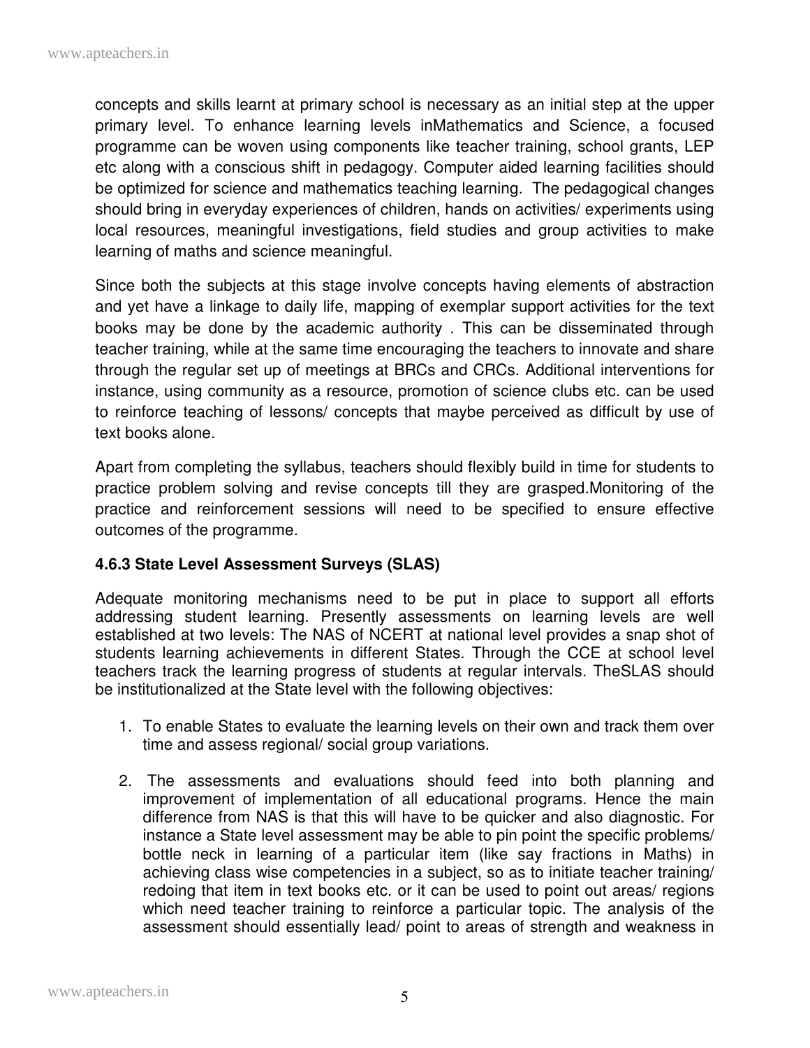concepts and skills learnt at primary school is necessary as an initial step at the upper primary level. To enhance learning levels inMathematics and Science, a focused programme can be woven using components like teacher training, school grants, LEP etc along with a conscious shift in pedagogy. Computer aided learning facilities should be optimized for science and mathematics teaching learning. The pedagogical changes should bring in everyday experiences of children, hands on activities/ experiments using local resources, meaningful investigations, field studies and group activities to make learning of maths and science meaningful.

Since both the subjects at this stage involve concepts having elements of abstraction and yet have a linkage to daily life, mapping of exemplar support activities for the text books may be done by the academic authority . This can be disseminated through teacher training, while at the same time encouraging the teachers to innovate and share through the regular set up of meetings at BRCs and CRCs. Additional interventions for instance, using community as a resource, promotion of science clubs etc. can be used to reinforce teaching of lessons/ concepts that maybe perceived as difficult by use of text books alone.

Apart from completing the syllabus, teachers should flexibly build in time for students to practice problem solving and revise concepts till they are grasped.Monitoring of the practice and reinforcement sessions will need to be specified to ensure effective outcomes of the programme.

### 4.6.3 State Level Assessment Surveys (SLAS)

Adequate monitoring mechanisms need to be put in place to support all efforts addressing student learning. Presently assessments on learning levels are well established at two levels: The NAS of NCERT at national level provides a snap shot of students learning achievements in different States. Through the CCE at school level teachers track the learning progress of students at regular intervals. TheSLAS should be institutionalized at the State level with the following objectives:

1. To enable States to evaluate the learning levels on their own and track them over time and assess regional/ social group variations.
2. The assessments and evaluations should feed into both planning and improvement of implementation of all educational programs. Hence the main difference from NAS is that this will have to be quicker and also diagnostic. For instance a State level assessment may be able to pin point the specific problems/ bottle neck in learning of a particular item (like say fractions in Maths) in achieving class wise competencies in a subject, so as to initiate teacher training/ redoing that item in text books etc. or it can be used to point out areas/ regions which need teacher training to reinforce a particular topic. The analysis of the assessment should essentially lead/ point to areas of strength and weakness in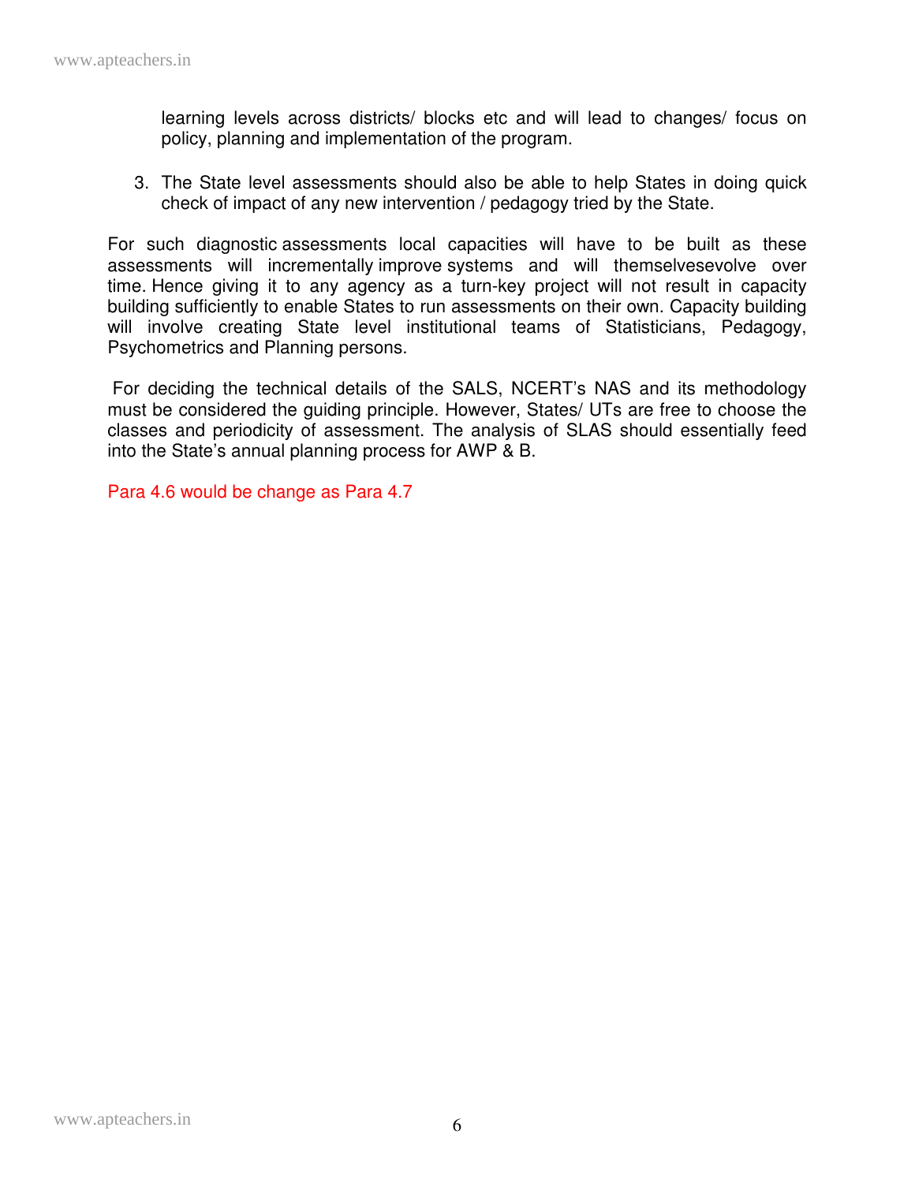learning levels across districts/ blocks etc and will lead to changes/ focus on policy, planning and implementation of the program.

3. The State level assessments should also be able to help States in doing quick check of impact of any new intervention / pedagogy tried by the State.

For such diagnostic assessments local capacities will have to be built as these assessments will incrementally improve systems and will themselvesevolve over time. Hence giving it to any agency as a turn-key project will not result in capacity building sufficiently to enable States to run assessments on their own. Capacity building will involve creating State level institutional teams of Statisticians, Pedagogy, Psychometrics and Planning persons.

For deciding the technical details of the SALS, NCERT's NAS and its methodology must be considered the guiding principle. However, States/ UTs are free to choose the classes and periodicity of assessment. The analysis of SLAS should essentially feed into the State's annual planning process for AWP & B.

Para 4.6 would be change as Para 4.7